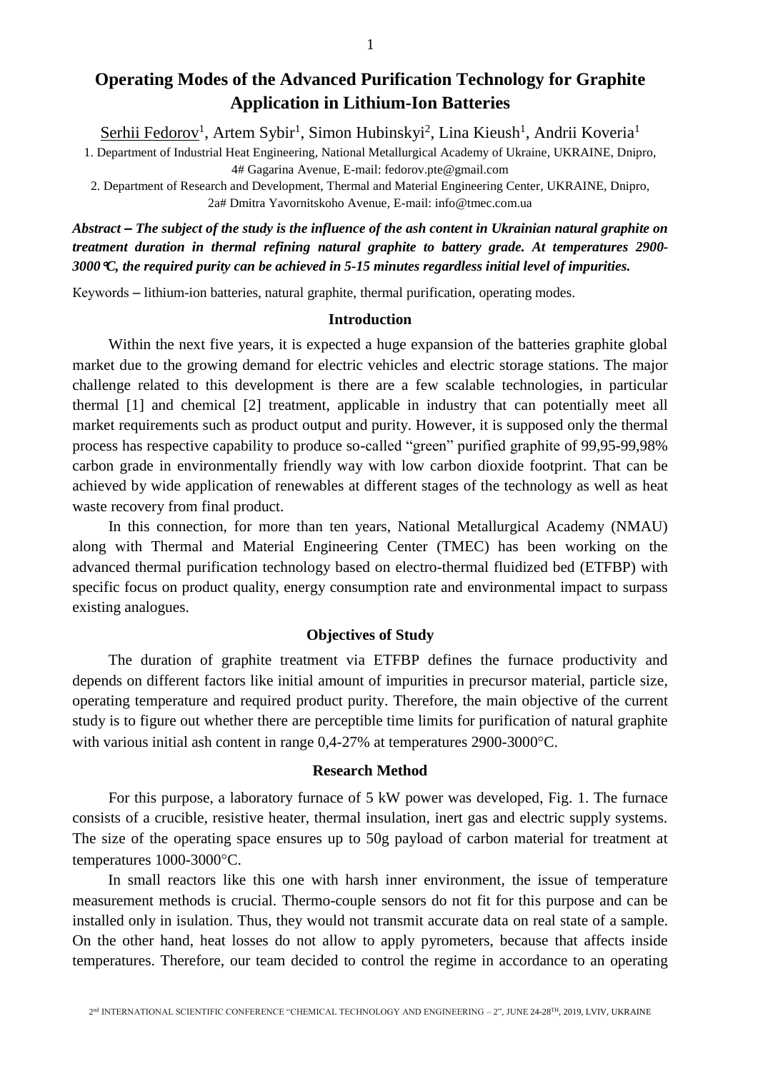# Operating Modes of the Advanced Purification Technology for Graphite Application in Lithium-Ion Batteries

Serhii Fedorov[1], Artem Sybir[1], Simon Hubinskyi[2], Lina Kieush[1], Andrii Koveria[1]

1. Department of Industrial Heat Engineering, National Metallurgical Academy of Ukraine, UKRAINE, Dnipro, 4# Gagarina Avenue, E-mail: fedorov.pte@gmail.com

2. Department of Research and Development, Thermal and Material Engineering Center, UKRAINE, Dnipro, 2a# Dmitra Yavornitskoho Avenue, E-mail: info@tmec.com.ua

***Abstract – The subject of the study is the influence of the ash content in Ukrainian natural graphite on treatment duration in thermal refining natural graphite to battery grade. At temperatures 2900-3000°C, the required purity can be achieved in 5-15 minutes regardless initial level of impurities.***

Keywords – lithium-ion batteries, natural graphite, thermal purification, operating modes.

## Introduction

Within the next five years, it is expected a huge expansion of the batteries graphite global market due to the growing demand for electric vehicles and electric storage stations. The major challenge related to this development is there are a few scalable technologies, in particular thermal [1] and chemical [2] treatment, applicable in industry that can potentially meet all market requirements such as product output and purity. However, it is supposed only the thermal process has respective capability to produce so-called "green" purified graphite of 99,95-99,98% carbon grade in environmentally friendly way with low carbon dioxide footprint. That can be achieved by wide application of renewables at different stages of the technology as well as heat waste recovery from final product.

In this connection, for more than ten years, National Metallurgical Academy (NMAU) along with Thermal and Material Engineering Center (TMEC) has been working on the advanced thermal purification technology based on electro-thermal fluidized bed (ETFBP) with specific focus on product quality, energy consumption rate and environmental impact to surpass existing analogues.

## Objectives of Study

The duration of graphite treatment via ETFBP defines the furnace productivity and depends on different factors like initial amount of impurities in precursor material, particle size, operating temperature and required product purity. Therefore, the main objective of the current study is to figure out whether there are perceptible time limits for purification of natural graphite with various initial ash content in range 0,4-27% at temperatures 2900-3000°C.

## Research Method

For this purpose, a laboratory furnace of 5 kW power was developed, Fig. 1. The furnace consists of a crucible, resistive heater, thermal insulation, inert gas and electric supply systems. The size of the operating space ensures up to 50g payload of carbon material for treatment at temperatures 1000-3000°C.

In small reactors like this one with harsh inner environment, the issue of temperature measurement methods is crucial. Thermo-couple sensors do not fit for this purpose and can be installed only in isulation. Thus, they would not transmit accurate data on real state of a sample. On the other hand, heat losses do not allow to apply pyrometers, because that affects inside temperatures. Therefore, our team decided to control the regime in accordance to an operating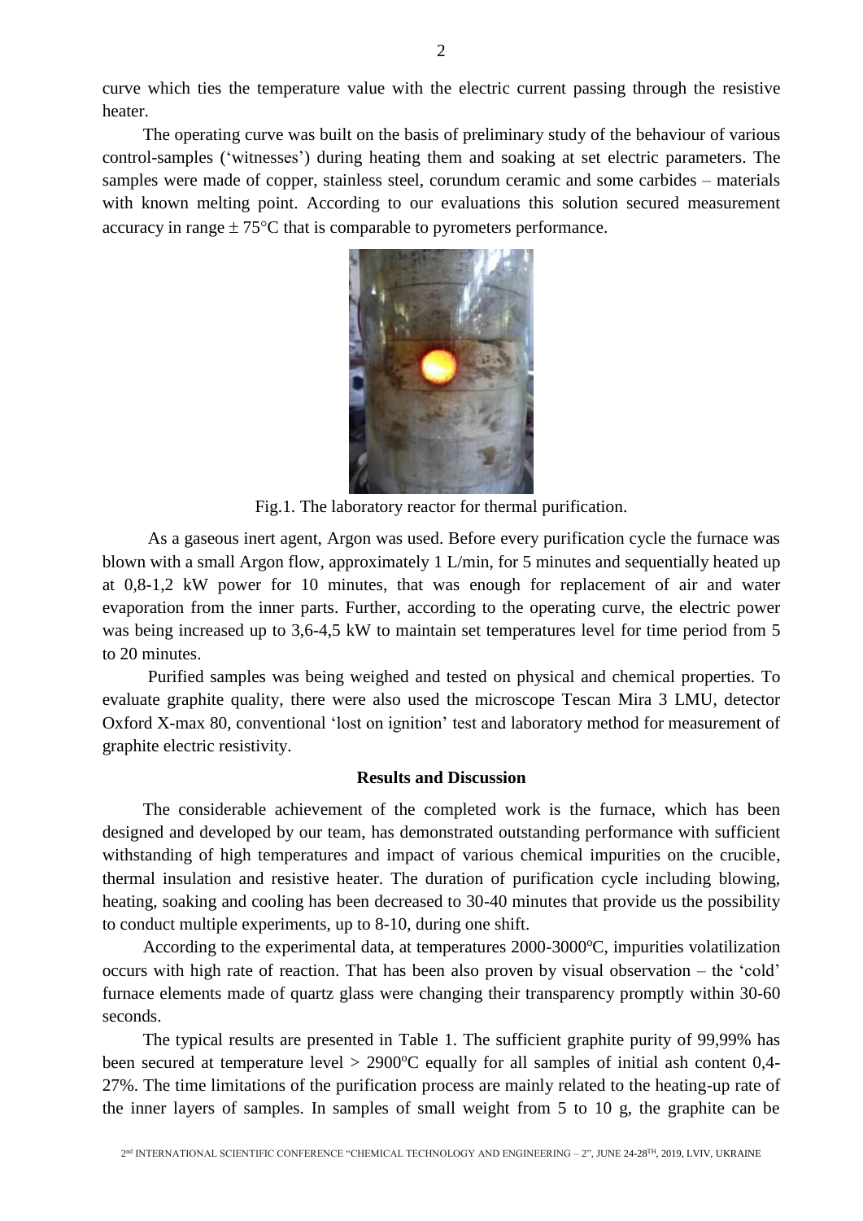curve which ties the temperature value with the electric current passing through the resistive heater.

The operating curve was built on the basis of preliminary study of the behaviour of various control-samples ('witnesses') during heating them and soaking at set electric parameters. The samples were made of copper, stainless steel, corundum ceramic and some carbides – materials with known melting point. According to our evaluations this solution secured measurement accuracy in range ± 75°C that is comparable to pyrometers performance.

Fig.1. The laboratory reactor for thermal purification.

As a gaseous inert agent, Argon was used. Before every purification cycle the furnace was blown with a small Argon flow, approximately 1 L/min, for 5 minutes and sequentially heated up at 0,8-1,2 kW power for 10 minutes, that was enough for replacement of air and water evaporation from the inner parts. Further, according to the operating curve, the electric power was being increased up to 3,6-4,5 kW to maintain set temperatures level for time period from 5 to 20 minutes.

Purified samples was being weighed and tested on physical and chemical properties. To evaluate graphite quality, there were also used the microscope Tescan Mira 3 LMU, detector Oxford X-max 80, conventional 'lost on ignition' test and laboratory method for measurement of graphite electric resistivity.

## Results and Discussion

The considerable achievement of the completed work is the furnace, which has been designed and developed by our team, has demonstrated outstanding performance with sufficient withstanding of high temperatures and impact of various chemical impurities on the crucible, thermal insulation and resistive heater. The duration of purification cycle including blowing, heating, soaking and cooling has been decreased to 30-40 minutes that provide us the possibility to conduct multiple experiments, up to 8-10, during one shift.

According to the experimental data, at temperatures 2000-3000°C, impurities volatilization occurs with high rate of reaction. That has been also proven by visual observation – the 'cold' furnace elements made of quartz glass were changing their transparency promptly within 30-60 seconds.

The typical results are presented in Table 1. The sufficient graphite purity of 99,99% has been secured at temperature level > 2900°C equally for all samples of initial ash content 0,4-27%. The time limitations of the purification process are mainly related to the heating-up rate of the inner layers of samples. In samples of small weight from 5 to 10 g, the graphite can be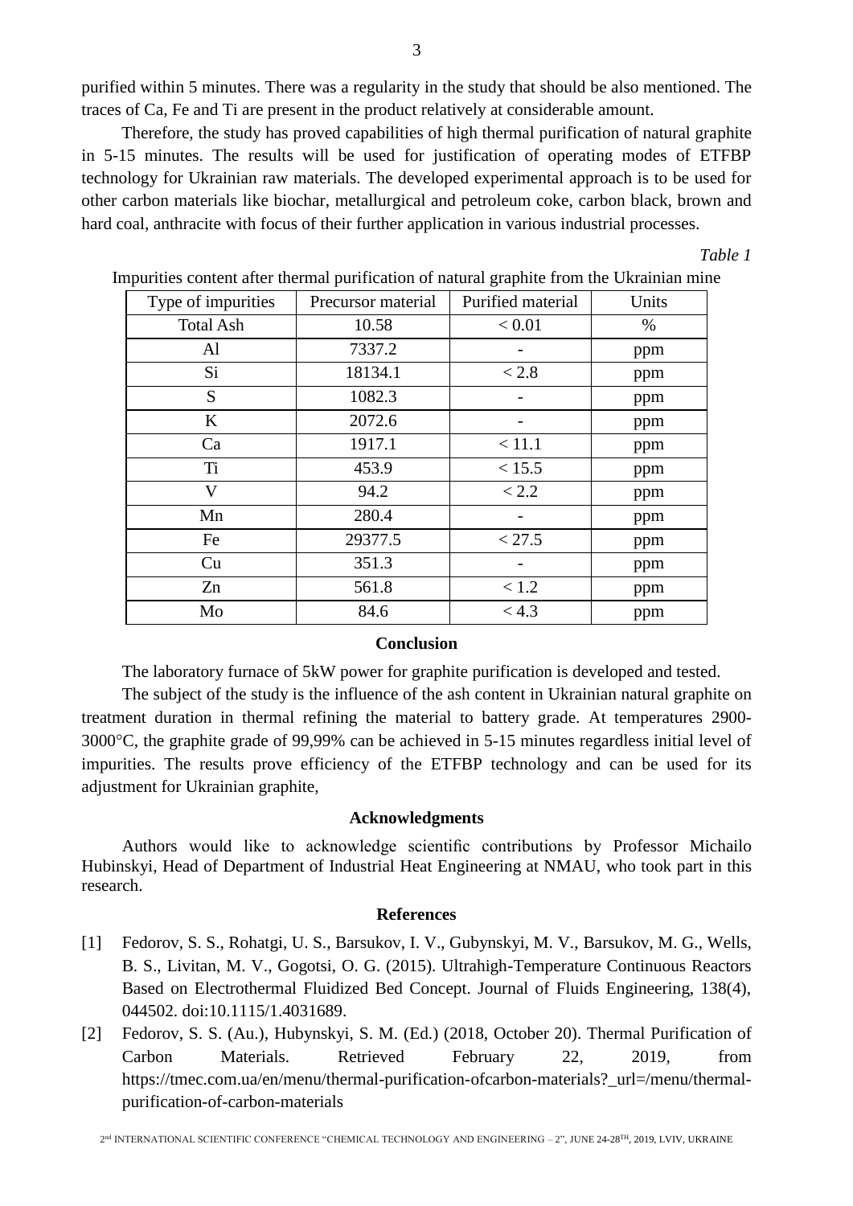purified within 5 minutes. There was a regularity in the study that should be also mentioned. The traces of Ca, Fe and Ti are present in the product relatively at considerable amount.

Therefore, the study has proved capabilities of high thermal purification of natural graphite in 5-15 minutes. The results will be used for justification of operating modes of ETFBP technology for Ukrainian raw materials. The developed experimental approach is to be used for other carbon materials like biochar, metallurgical and petroleum coke, carbon black, brown and hard coal, anthracite with focus of their further application in various industrial processes.

*Table 1*

Impurities content after thermal purification of natural graphite from the Ukrainian mine

| Type of impurities | Precursor material | Purified material | Units |
|---|---|---|---|
| Total Ash | 10.58 | < 0.01 | % |
| Al | 7337.2 | - | ppm |
| Si | 18134.1 | < 2.8 | ppm |
| S | 1082.3 | - | ppm |
| K | 2072.6 | - | ppm |
| Ca | 1917.1 | < 11.1 | ppm |
| Ti | 453.9 | < 15.5 | ppm |
| V | 94.2 | < 2.2 | ppm |
| Mn | 280.4 | - | ppm |
| Fe | 29377.5 | < 27.5 | ppm |
| Cu | 351.3 | - | ppm |
| Zn | 561.8 | < 1.2 | ppm |
| Mo | 84.6 | < 4.3 | ppm |

## Conclusion

The laboratory furnace of 5kW power for graphite purification is developed and tested.

The subject of the study is the influence of the ash content in Ukrainian natural graphite on treatment duration in thermal refining the material to battery grade. At temperatures 2900-3000°C, the graphite grade of 99,99% can be achieved in 5-15 minutes regardless initial level of impurities. The results prove efficiency of the ETFBP technology and can be used for its adjustment for Ukrainian graphite,

## Acknowledgments

Authors would like to acknowledge scientific contributions by Professor Michailo Hubinskyi, Head of Department of Industrial Heat Engineering at NMAU, who took part in this research.

## References

[1] Fedorov, S. S., Rohatgi, U. S., Barsukov, I. V., Gubynskyi, M. V., Barsukov, M. G., Wells, B. S., Livitan, M. V., Gogotsi, O. G. (2015). Ultrahigh-Temperature Continuous Reactors Based on Electrothermal Fluidized Bed Concept. Journal of Fluids Engineering, 138(4), 044502. doi:10.1115/1.4031689.

[2] Fedorov, S. S. (Au.), Hubynskyi, S. M. (Ed.) (2018, October 20). Thermal Purification of Carbon Materials. Retrieved February 22, 2019, from https://tmec.com.ua/en/menu/thermal-purification-ofcarbon-materials?_url=/menu/thermal-purification-of-carbon-materials